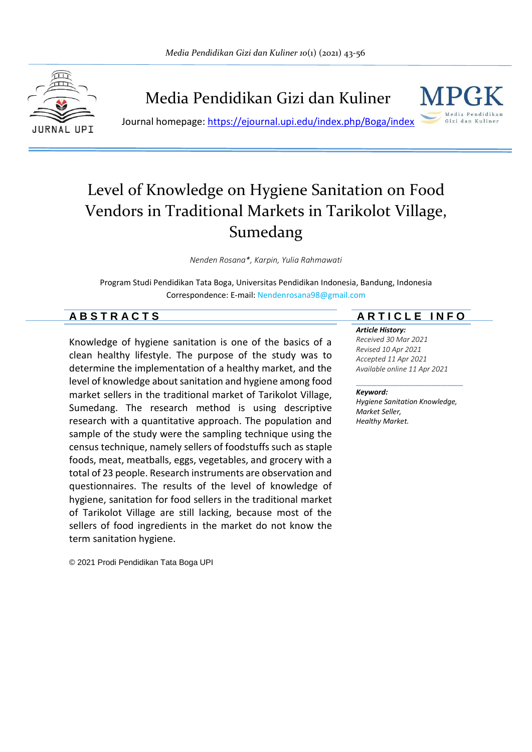# Media Pendidikan Gizi dan Kuliner

Journal homepage: https://ejournal.upi.edu/index.php/Boga/index

# Level of Knowledge on Hygiene Sanitation on Food Vendors in Traditional Markets in Tarikolot Village, Sumedang

*Nenden Rosana\*, Karpin, Yulia Rahmawati*

Program Studi Pendidikan Tata Boga, Universitas Pendidikan Indonesia, Bandung, Indonesia
Correspondence: E-mail: Nendenrosana98@gmail.com

## ABSTRACTS

Knowledge of hygiene sanitation is one of the basics of a clean healthy lifestyle. The purpose of the study was to determine the implementation of a healthy market, and the level of knowledge about sanitation and hygiene among food market sellers in the traditional market of Tarikolot Village, Sumedang. The research method is using descriptive research with a quantitative approach. The population and sample of the study were the sampling technique using the census technique, namely sellers of foodstuffs such as staple foods, meat, meatballs, eggs, vegetables, and grocery with a total of 23 people. Research instruments are observation and questionnaires. The results of the level of knowledge of hygiene, sanitation for food sellers in the traditional market of Tarikolot Village are still lacking, because most of the sellers of food ingredients in the market do not know the term sanitation hygiene.

© 2021 Prodi Pendidikan Tata Boga UPI

## ARTICLE INFO

***Article History:***
*Received 30 Mar 2021*
*Revised 10 Apr 2021*
*Accepted 11 Apr 2021*
*Available online 11 Apr 2021*

***Keyword:***
*Hygiene Sanitation Knowledge, Market Seller, Healthy Market.*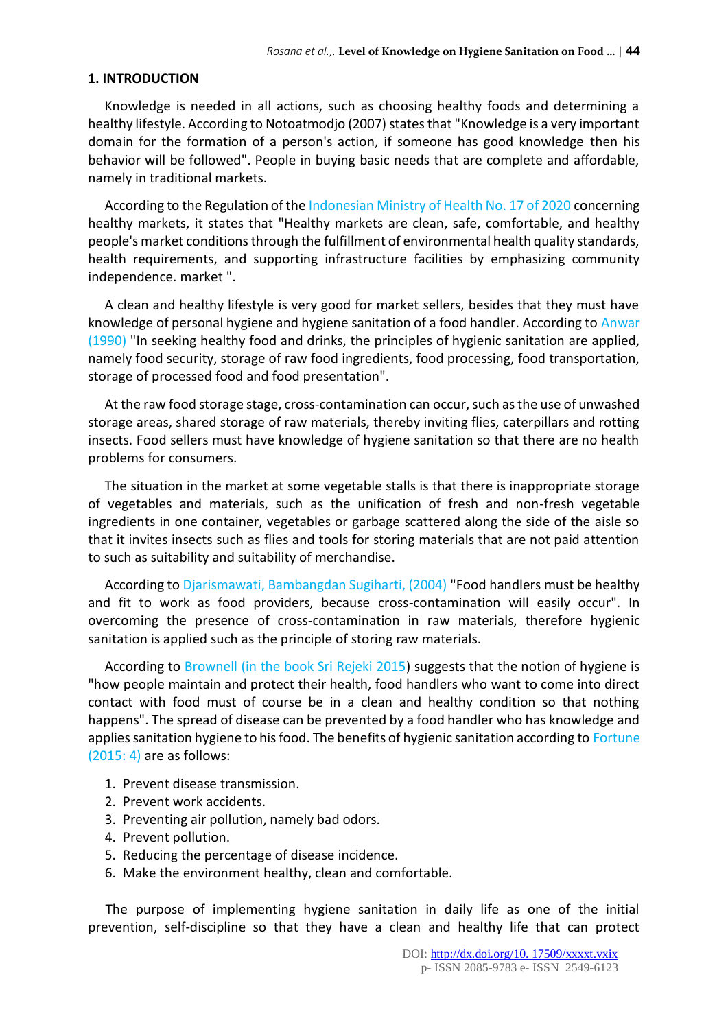## 1. INTRODUCTION

Knowledge is needed in all actions, such as choosing healthy foods and determining a healthy lifestyle. According to Notoatmodjo (2007) states that "Knowledge is a very important domain for the formation of a person's action, if someone has good knowledge then his behavior will be followed". People in buying basic needs that are complete and affordable, namely in traditional markets.

According to the Regulation of the Indonesian Ministry of Health No. 17 of 2020 concerning healthy markets, it states that "Healthy markets are clean, safe, comfortable, and healthy people's market conditions through the fulfillment of environmental health quality standards, health requirements, and supporting infrastructure facilities by emphasizing community independence. market ".

A clean and healthy lifestyle is very good for market sellers, besides that they must have knowledge of personal hygiene and hygiene sanitation of a food handler. According to Anwar (1990) "In seeking healthy food and drinks, the principles of hygienic sanitation are applied, namely food security, storage of raw food ingredients, food processing, food transportation, storage of processed food and food presentation".

At the raw food storage stage, cross-contamination can occur, such as the use of unwashed storage areas, shared storage of raw materials, thereby inviting flies, caterpillars and rotting insects. Food sellers must have knowledge of hygiene sanitation so that there are no health problems for consumers.

The situation in the market at some vegetable stalls is that there is inappropriate storage of vegetables and materials, such as the unification of fresh and non-fresh vegetable ingredients in one container, vegetables or garbage scattered along the side of the aisle so that it invites insects such as flies and tools for storing materials that are not paid attention to such as suitability and suitability of merchandise.

According to Djarismawati, Bambangdan Sugiharti, (2004) "Food handlers must be healthy and fit to work as food providers, because cross-contamination will easily occur". In overcoming the presence of cross-contamination in raw materials, therefore hygienic sanitation is applied such as the principle of storing raw materials.

According to Brownell (in the book Sri Rejeki 2015) suggests that the notion of hygiene is "how people maintain and protect their health, food handlers who want to come into direct contact with food must of course be in a clean and healthy condition so that nothing happens". The spread of disease can be prevented by a food handler who has knowledge and applies sanitation hygiene to his food. The benefits of hygienic sanitation according to Fortune (2015: 4) are as follows:

1. Prevent disease transmission.
2. Prevent work accidents.
3. Preventing air pollution, namely bad odors.
4. Prevent pollution.
5. Reducing the percentage of disease incidence.
6. Make the environment healthy, clean and comfortable.

The purpose of implementing hygiene sanitation in daily life as one of the initial prevention, self-discipline so that they have a clean and healthy life that can protect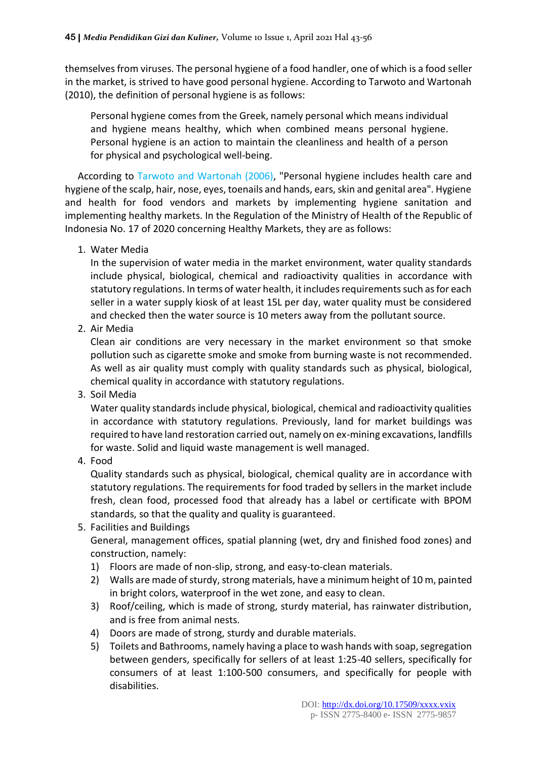themselves from viruses. The personal hygiene of a food handler, one of which is a food seller in the market, is strived to have good personal hygiene. According to Tarwoto and Wartonah (2010), the definition of personal hygiene is as follows:

> Personal hygiene comes from the Greek, namely personal which means individual and hygiene means healthy, which when combined means personal hygiene. Personal hygiene is an action to maintain the cleanliness and health of a person for physical and psychological well-being.

According to Tarwoto and Wartonah (2006), "Personal hygiene includes health care and hygiene of the scalp, hair, nose, eyes, toenails and hands, ears, skin and genital area". Hygiene and health for food vendors and markets by implementing hygiene sanitation and implementing healthy markets. In the Regulation of the Ministry of Health of the Republic of Indonesia No. 17 of 2020 concerning Healthy Markets, they are as follows:

1. Water Media
   In the supervision of water media in the market environment, water quality standards include physical, biological, chemical and radioactivity qualities in accordance with statutory regulations. In terms of water health, it includes requirements such as for each seller in a water supply kiosk of at least 15L per day, water quality must be considered and checked then the water source is 10 meters away from the pollutant source.
2. Air Media
   Clean air conditions are very necessary in the market environment so that smoke pollution such as cigarette smoke and smoke from burning waste is not recommended. As well as air quality must comply with quality standards such as physical, biological, chemical quality in accordance with statutory regulations.
3. Soil Media
   Water quality standards include physical, biological, chemical and radioactivity qualities in accordance with statutory regulations. Previously, land for market buildings was required to have land restoration carried out, namely on ex-mining excavations, landfills for waste. Solid and liquid waste management is well managed.
4. Food
   Quality standards such as physical, biological, chemical quality are in accordance with statutory regulations. The requirements for food traded by sellers in the market include fresh, clean food, processed food that already has a label or certificate with BPOM standards, so that the quality and quality is guaranteed.
5. Facilities and Buildings
   General, management offices, spatial planning (wet, dry and finished food zones) and construction, namely:
   1) Floors are made of non-slip, strong, and easy-to-clean materials.
   2) Walls are made of sturdy, strong materials, have a minimum height of 10 m, painted in bright colors, waterproof in the wet zone, and easy to clean.
   3) Roof/ceiling, which is made of strong, sturdy material, has rainwater distribution, and is free from animal nests.
   4) Doors are made of strong, sturdy and durable materials.
   5) Toilets and Bathrooms, namely having a place to wash hands with soap, segregation between genders, specifically for sellers of at least 1:25-40 sellers, specifically for consumers of at least 1:100-500 consumers, and specifically for people with disabilities.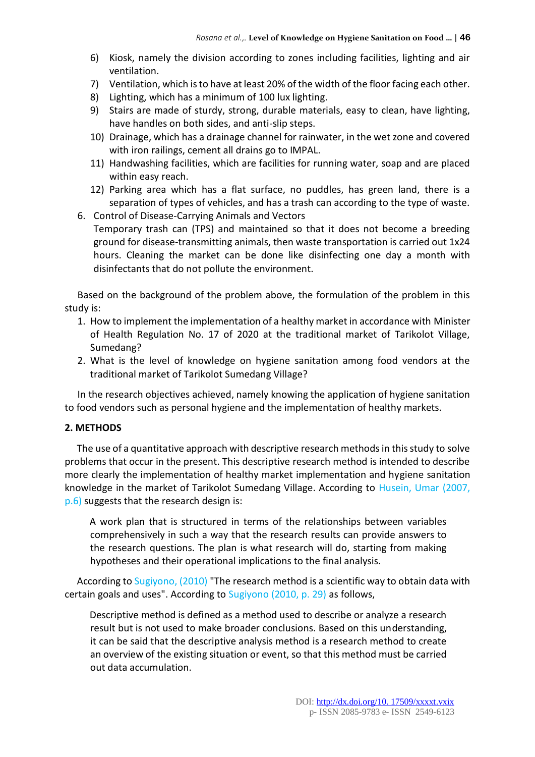6) Kiosk, namely the division according to zones including facilities, lighting and air ventilation.
7) Ventilation, which is to have at least 20% of the width of the floor facing each other.
8) Lighting, which has a minimum of 100 lux lighting.
9) Stairs are made of sturdy, strong, durable materials, easy to clean, have lighting, have handles on both sides, and anti-slip steps.
10) Drainage, which has a drainage channel for rainwater, in the wet zone and covered with iron railings, cement all drains go to IMPAL.
11) Handwashing facilities, which are facilities for running water, soap and are placed within easy reach.
12) Parking area which has a flat surface, no puddles, has green land, there is a separation of types of vehicles, and has a trash can according to the type of waste.

6. Control of Disease-Carrying Animals and Vectors

   Temporary trash can (TPS) and maintained so that it does not become a breeding ground for disease-transmitting animals, then waste transportation is carried out 1x24 hours. Cleaning the market can be done like disinfecting one day a month with disinfectants that do not pollute the environment.

Based on the background of the problem above, the formulation of the problem in this study is:

1. How to implement the implementation of a healthy market in accordance with Minister of Health Regulation No. 17 of 2020 at the traditional market of Tarikolot Village, Sumedang?
2. What is the level of knowledge on hygiene sanitation among food vendors at the traditional market of Tarikolot Sumedang Village?

In the research objectives achieved, namely knowing the application of hygiene sanitation to food vendors such as personal hygiene and the implementation of healthy markets.

## 2. METHODS

The use of a quantitative approach with descriptive research methods in this study to solve problems that occur in the present. This descriptive research method is intended to describe more clearly the implementation of healthy market implementation and hygiene sanitation knowledge in the market of Tarikolot Sumedang Village. According to Husein, Umar (2007, p.6) suggests that the research design is:

> A work plan that is structured in terms of the relationships between variables comprehensively in such a way that the research results can provide answers to the research questions. The plan is what research will do, starting from making hypotheses and their operational implications to the final analysis.

According to Sugiyono, (2010) "The research method is a scientific way to obtain data with certain goals and uses". According to Sugiyono (2010, p. 29) as follows,

> Descriptive method is defined as a method used to describe or analyze a research result but is not used to make broader conclusions. Based on this understanding, it can be said that the descriptive analysis method is a research method to create an overview of the existing situation or event, so that this method must be carried out data accumulation.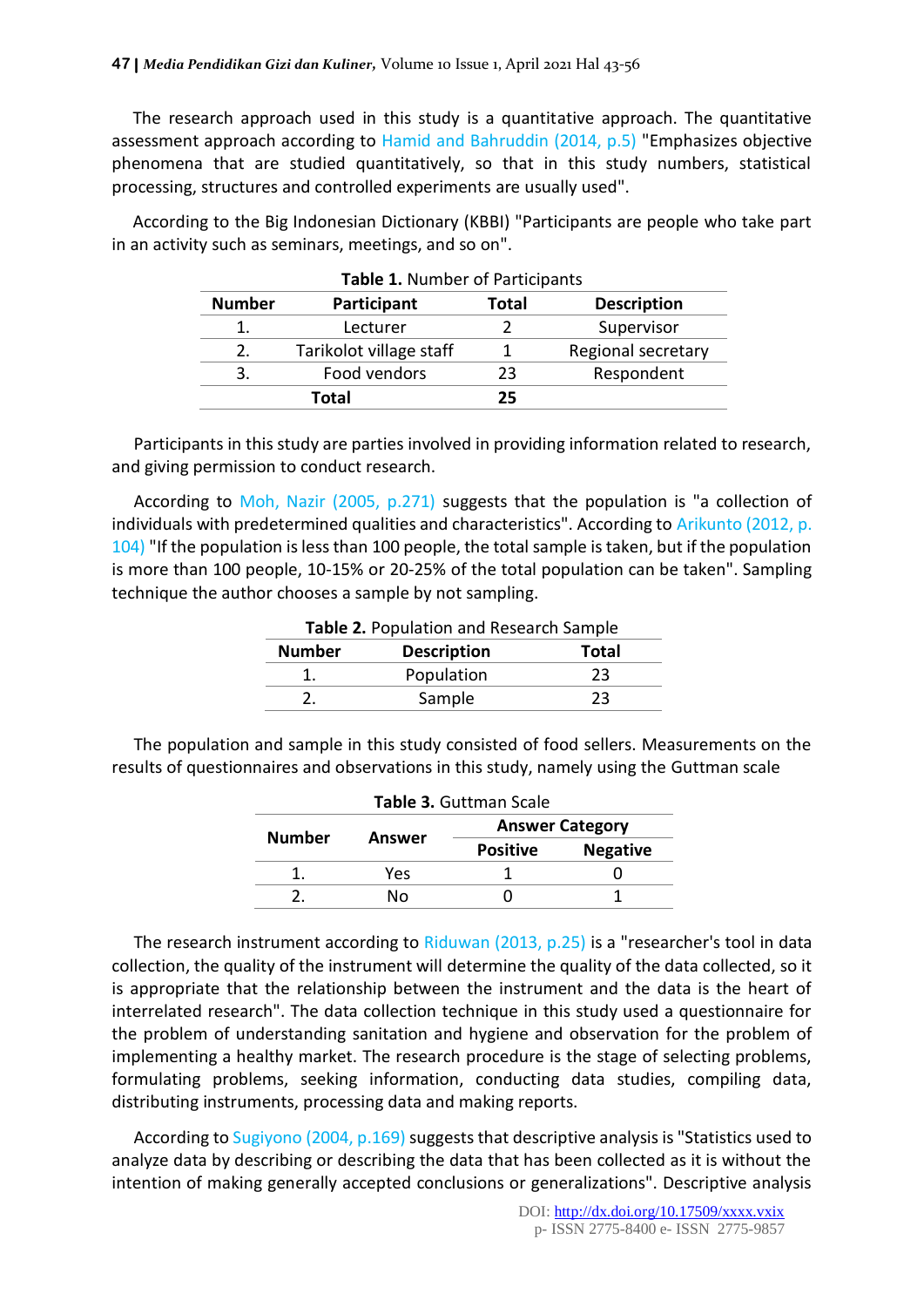The research approach used in this study is a quantitative approach. The quantitative assessment approach according to Hamid and Bahruddin (2014, p.5) "Emphasizes objective phenomena that are studied quantitatively, so that in this study numbers, statistical processing, structures and controlled experiments are usually used".

According to the Big Indonesian Dictionary (KBBI) "Participants are people who take part in an activity such as seminars, meetings, and so on".

**Table 1.** Number of Participants

| Number | Participant | Total | Description |
|---|---|---|---|
| 1. | Lecturer | 2 | Supervisor |
| 2. | Tarikolot village staff | 1 | Regional secretary |
| 3. | Food vendors | 23 | Respondent |
| | **Total** | **25** | |

Participants in this study are parties involved in providing information related to research, and giving permission to conduct research.

According to Moh, Nazir (2005, p.271) suggests that the population is "a collection of individuals with predetermined qualities and characteristics". According to Arikunto (2012, p. 104) "If the population is less than 100 people, the total sample is taken, but if the population is more than 100 people, 10-15% or 20-25% of the total population can be taken". Sampling technique the author chooses a sample by not sampling.

**Table 2.** Population and Research Sample

| Number | Description | Total |
|---|---|---|
| 1. | Population | 23 |
| 2. | Sample | 23 |

The population and sample in this study consisted of food sellers. Measurements on the results of questionnaires and observations in this study, namely using the Guttman scale

**Table 3.** Guttman Scale

| Number | Answer | Answer Category | |
|---|---|---|---|
| | | Positive | Negative |
| 1. | Yes | 1 | 0 |
| 2. | No | 0 | 1 |

The research instrument according to Riduwan (2013, p.25) is a "researcher's tool in data collection, the quality of the instrument will determine the quality of the data collected, so it is appropriate that the relationship between the instrument and the data is the heart of interrelated research". The data collection technique in this study used a questionnaire for the problem of understanding sanitation and hygiene and observation for the problem of implementing a healthy market. The research procedure is the stage of selecting problems, formulating problems, seeking information, conducting data studies, compiling data, distributing instruments, processing data and making reports.

According to Sugiyono (2004, p.169) suggests that descriptive analysis is "Statistics used to analyze data by describing or describing the data that has been collected as it is without the intention of making generally accepted conclusions or generalizations". Descriptive analysis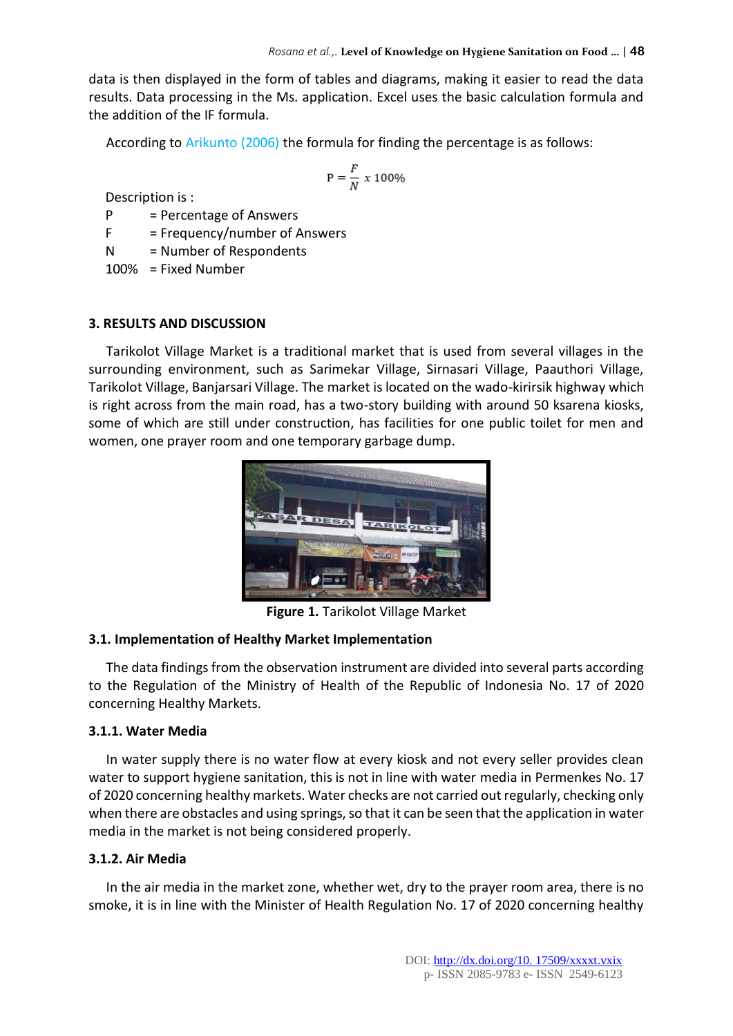data is then displayed in the form of tables and diagrams, making it easier to read the data results. Data processing in the Ms. application. Excel uses the basic calculation formula and the addition of the IF formula.

According to Arikunto (2006) the formula for finding the percentage is as follows:

$$P = \frac{F}{N} x\ 100\%$$

Description is :

P = Percentage of Answers
F = Frequency/number of Answers
N = Number of Respondents
100% = Fixed Number

## 3. RESULTS AND DISCUSSION

Tarikolot Village Market is a traditional market that is used from several villages in the surrounding environment, such as Sarimekar Village, Sirnasari Village, Paauthori Village, Tarikolot Village, Banjarsari Village. The market is located on the wado-kirirsik highway which is right across from the main road, has a two-story building with around 50 ksarena kiosks, some of which are still under construction, has facilities for one public toilet for men and women, one prayer room and one temporary garbage dump.

**Figure 1.** Tarikolot Village Market

### 3.1. Implementation of Healthy Market Implementation

The data findings from the observation instrument are divided into several parts according to the Regulation of the Ministry of Health of the Republic of Indonesia No. 17 of 2020 concerning Healthy Markets.

#### 3.1.1. Water Media

In water supply there is no water flow at every kiosk and not every seller provides clean water to support hygiene sanitation, this is not in line with water media in Permenkes No. 17 of 2020 concerning healthy markets. Water checks are not carried out regularly, checking only when there are obstacles and using springs, so that it can be seen that the application in water media in the market is not being considered properly.

#### 3.1.2. Air Media

In the air media in the market zone, whether wet, dry to the prayer room area, there is no smoke, it is in line with the Minister of Health Regulation No. 17 of 2020 concerning healthy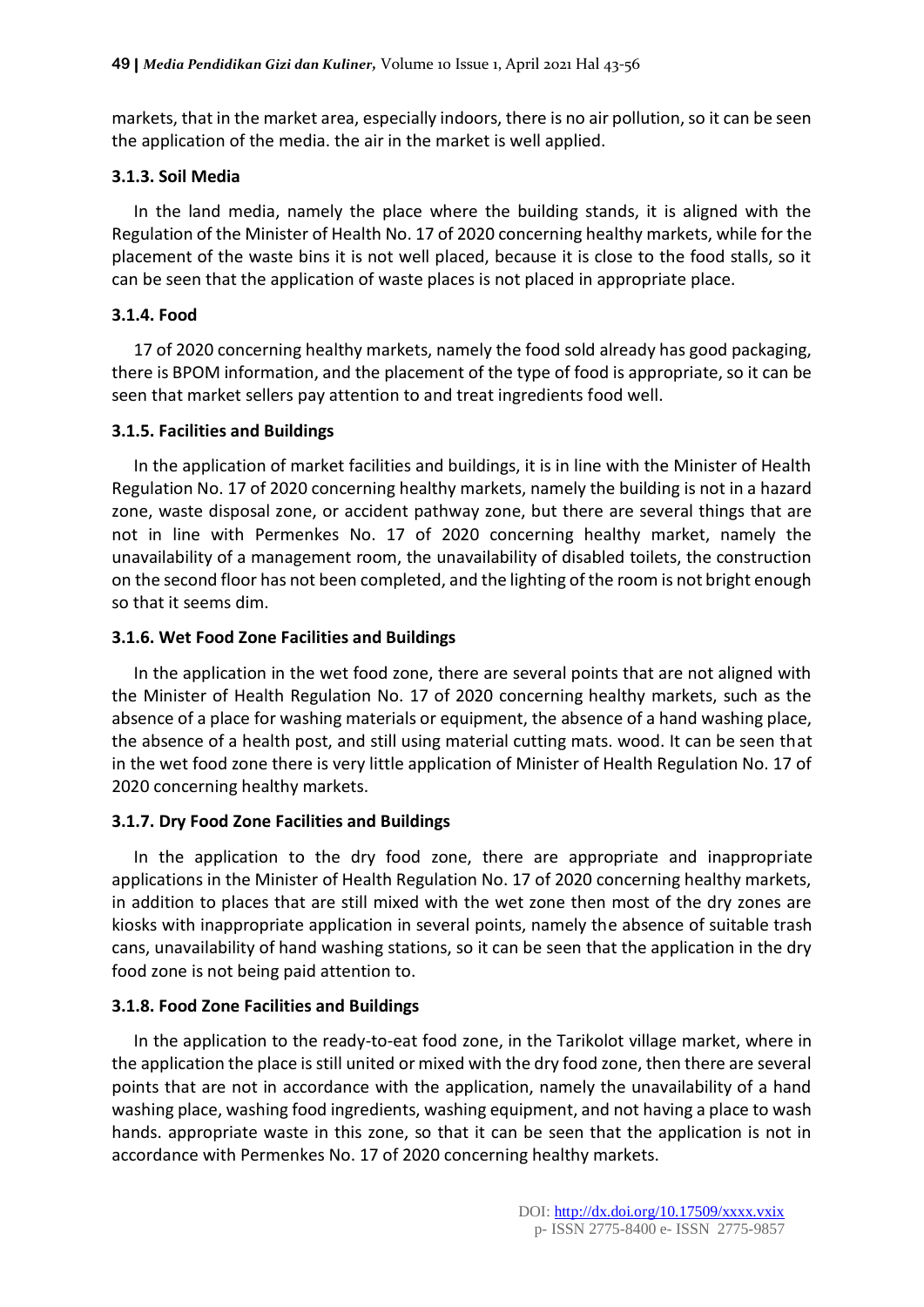markets, that in the market area, especially indoors, there is no air pollution, so it can be seen the application of the media. the air in the market is well applied.

### 3.1.3. Soil Media

In the land media, namely the place where the building stands, it is aligned with the Regulation of the Minister of Health No. 17 of 2020 concerning healthy markets, while for the placement of the waste bins it is not well placed, because it is close to the food stalls, so it can be seen that the application of waste places is not placed in appropriate place.

### 3.1.4. Food

17 of 2020 concerning healthy markets, namely the food sold already has good packaging, there is BPOM information, and the placement of the type of food is appropriate, so it can be seen that market sellers pay attention to and treat ingredients food well.

### 3.1.5. Facilities and Buildings

In the application of market facilities and buildings, it is in line with the Minister of Health Regulation No. 17 of 2020 concerning healthy markets, namely the building is not in a hazard zone, waste disposal zone, or accident pathway zone, but there are several things that are not in line with Permenkes No. 17 of 2020 concerning healthy market, namely the unavailability of a management room, the unavailability of disabled toilets, the construction on the second floor has not been completed, and the lighting of the room is not bright enough so that it seems dim.

### 3.1.6. Wet Food Zone Facilities and Buildings

In the application in the wet food zone, there are several points that are not aligned with the Minister of Health Regulation No. 17 of 2020 concerning healthy markets, such as the absence of a place for washing materials or equipment, the absence of a hand washing place, the absence of a health post, and still using material cutting mats. wood. It can be seen that in the wet food zone there is very little application of Minister of Health Regulation No. 17 of 2020 concerning healthy markets.

### 3.1.7. Dry Food Zone Facilities and Buildings

In the application to the dry food zone, there are appropriate and inappropriate applications in the Minister of Health Regulation No. 17 of 2020 concerning healthy markets, in addition to places that are still mixed with the wet zone then most of the dry zones are kiosks with inappropriate application in several points, namely the absence of suitable trash cans, unavailability of hand washing stations, so it can be seen that the application in the dry food zone is not being paid attention to.

### 3.1.8. Food Zone Facilities and Buildings

In the application to the ready-to-eat food zone, in the Tarikolot village market, where in the application the place is still united or mixed with the dry food zone, then there are several points that are not in accordance with the application, namely the unavailability of a hand washing place, washing food ingredients, washing equipment, and not having a place to wash hands. appropriate waste in this zone, so that it can be seen that the application is not in accordance with Permenkes No. 17 of 2020 concerning healthy markets.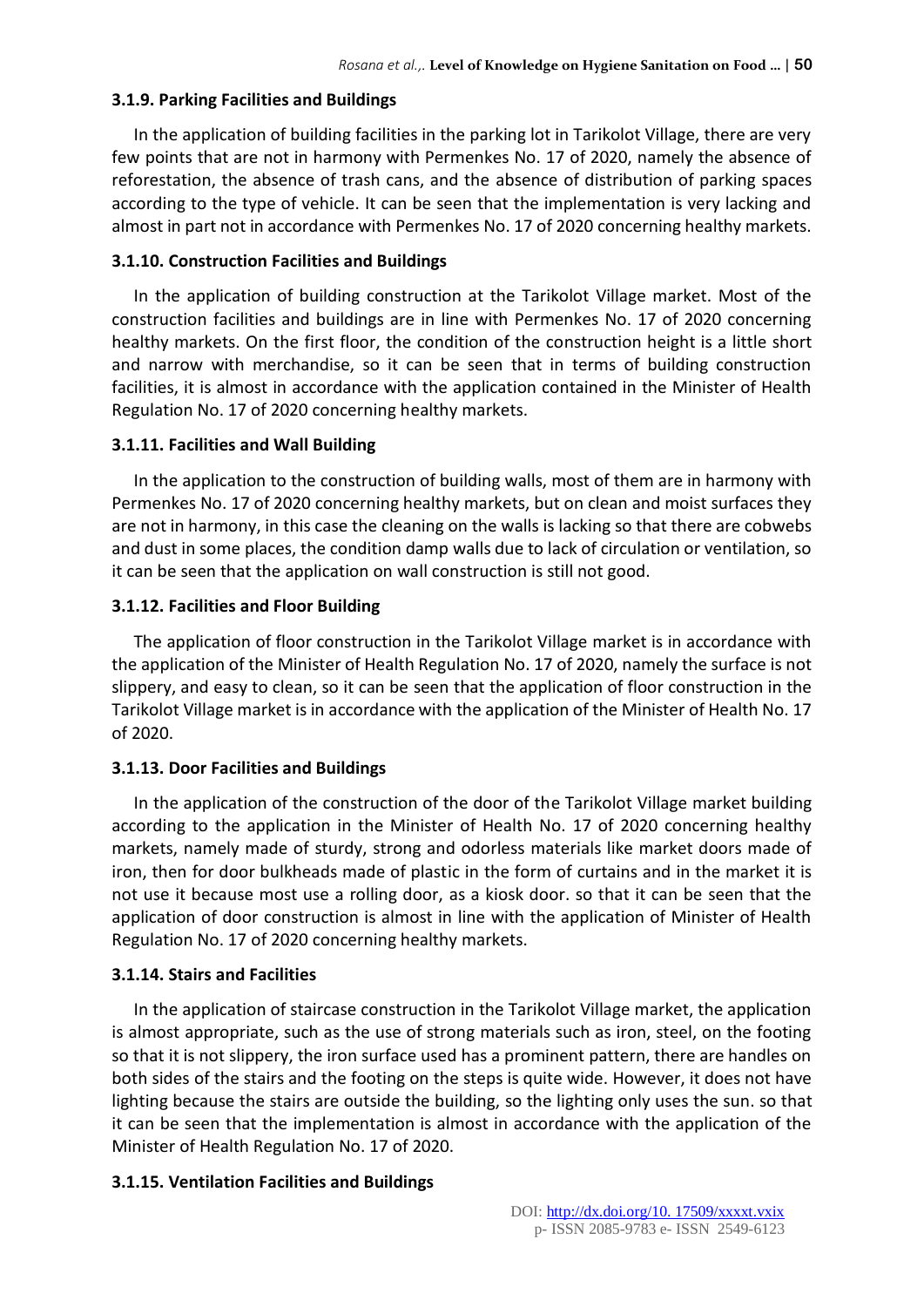### 3.1.9. Parking Facilities and Buildings

In the application of building facilities in the parking lot in Tarikolot Village, there are very few points that are not in harmony with Permenkes No. 17 of 2020, namely the absence of reforestation, the absence of trash cans, and the absence of distribution of parking spaces according to the type of vehicle. It can be seen that the implementation is very lacking and almost in part not in accordance with Permenkes No. 17 of 2020 concerning healthy markets.

### 3.1.10. Construction Facilities and Buildings

In the application of building construction at the Tarikolot Village market. Most of the construction facilities and buildings are in line with Permenkes No. 17 of 2020 concerning healthy markets. On the first floor, the condition of the construction height is a little short and narrow with merchandise, so it can be seen that in terms of building construction facilities, it is almost in accordance with the application contained in the Minister of Health Regulation No. 17 of 2020 concerning healthy markets.

### 3.1.11. Facilities and Wall Building

In the application to the construction of building walls, most of them are in harmony with Permenkes No. 17 of 2020 concerning healthy markets, but on clean and moist surfaces they are not in harmony, in this case the cleaning on the walls is lacking so that there are cobwebs and dust in some places, the condition damp walls due to lack of circulation or ventilation, so it can be seen that the application on wall construction is still not good.

### 3.1.12. Facilities and Floor Building

The application of floor construction in the Tarikolot Village market is in accordance with the application of the Minister of Health Regulation No. 17 of 2020, namely the surface is not slippery, and easy to clean, so it can be seen that the application of floor construction in the Tarikolot Village market is in accordance with the application of the Minister of Health No. 17 of 2020.

### 3.1.13. Door Facilities and Buildings

In the application of the construction of the door of the Tarikolot Village market building according to the application in the Minister of Health No. 17 of 2020 concerning healthy markets, namely made of sturdy, strong and odorless materials like market doors made of iron, then for door bulkheads made of plastic in the form of curtains and in the market it is not use it because most use a rolling door, as a kiosk door. so that it can be seen that the application of door construction is almost in line with the application of Minister of Health Regulation No. 17 of 2020 concerning healthy markets.

### 3.1.14. Stairs and Facilities

In the application of staircase construction in the Tarikolot Village market, the application is almost appropriate, such as the use of strong materials such as iron, steel, on the footing so that it is not slippery, the iron surface used has a prominent pattern, there are handles on both sides of the stairs and the footing on the steps is quite wide. However, it does not have lighting because the stairs are outside the building, so the lighting only uses the sun. so that it can be seen that the implementation is almost in accordance with the application of the Minister of Health Regulation No. 17 of 2020.

### 3.1.15. Ventilation Facilities and Buildings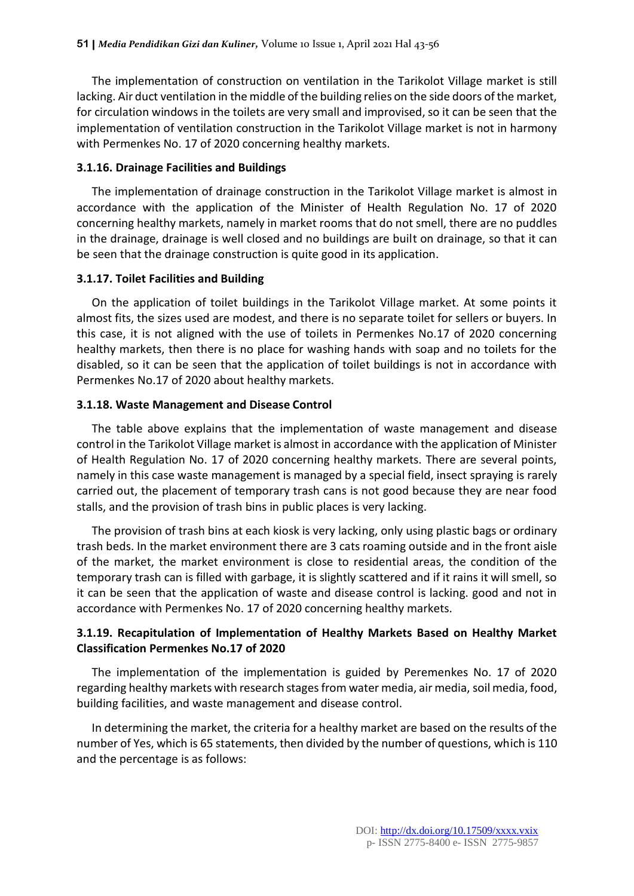The implementation of construction on ventilation in the Tarikolot Village market is still lacking. Air duct ventilation in the middle of the building relies on the side doors of the market, for circulation windows in the toilets are very small and improvised, so it can be seen that the implementation of ventilation construction in the Tarikolot Village market is not in harmony with Permenkes No. 17 of 2020 concerning healthy markets.

### 3.1.16. Drainage Facilities and Buildings

The implementation of drainage construction in the Tarikolot Village market is almost in accordance with the application of the Minister of Health Regulation No. 17 of 2020 concerning healthy markets, namely in market rooms that do not smell, there are no puddles in the drainage, drainage is well closed and no buildings are built on drainage, so that it can be seen that the drainage construction is quite good in its application.

### 3.1.17. Toilet Facilities and Building

On the application of toilet buildings in the Tarikolot Village market. At some points it almost fits, the sizes used are modest, and there is no separate toilet for sellers or buyers. In this case, it is not aligned with the use of toilets in Permenkes No.17 of 2020 concerning healthy markets, then there is no place for washing hands with soap and no toilets for the disabled, so it can be seen that the application of toilet buildings is not in accordance with Permenkes No.17 of 2020 about healthy markets.

### 3.1.18. Waste Management and Disease Control

The table above explains that the implementation of waste management and disease control in the Tarikolot Village market is almost in accordance with the application of Minister of Health Regulation No. 17 of 2020 concerning healthy markets. There are several points, namely in this case waste management is managed by a special field, insect spraying is rarely carried out, the placement of temporary trash cans is not good because they are near food stalls, and the provision of trash bins in public places is very lacking.

The provision of trash bins at each kiosk is very lacking, only using plastic bags or ordinary trash beds. In the market environment there are 3 cats roaming outside and in the front aisle of the market, the market environment is close to residential areas, the condition of the temporary trash can is filled with garbage, it is slightly scattered and if it rains it will smell, so it can be seen that the application of waste and disease control is lacking. good and not in accordance with Permenkes No. 17 of 2020 concerning healthy markets.

### 3.1.19. Recapitulation of Implementation of Healthy Markets Based on Healthy Market Classification Permenkes No.17 of 2020

The implementation of the implementation is guided by Peremenkes No. 17 of 2020 regarding healthy markets with research stages from water media, air media, soil media, food, building facilities, and waste management and disease control.

In determining the market, the criteria for a healthy market are based on the results of the number of Yes, which is 65 statements, then divided by the number of questions, which is 110 and the percentage is as follows: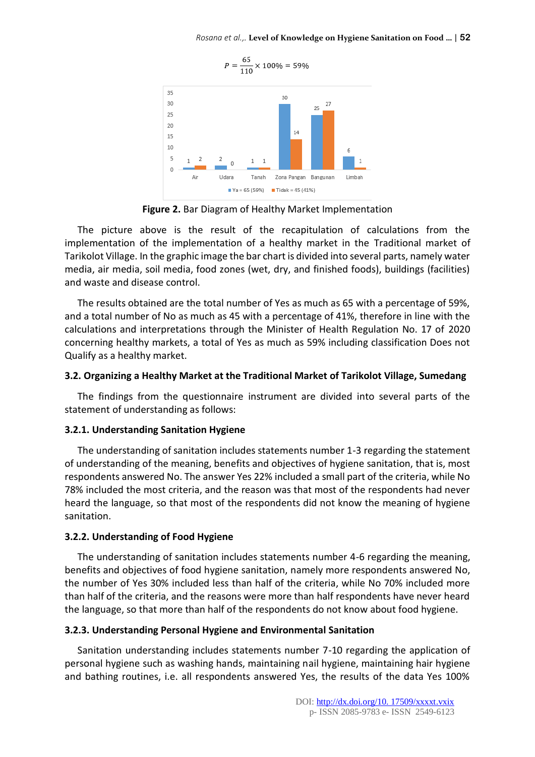$$P = \frac{65}{110} \times 100\% = 59\%$$

**Figure 2.** Bar Diagram of Healthy Market Implementation

The picture above is the result of the recapitulation of calculations from the implementation of the implementation of a healthy market in the Traditional market of Tarikolot Village. In the graphic image the bar chart is divided into several parts, namely water media, air media, soil media, food zones (wet, dry, and finished foods), buildings (facilities) and waste and disease control.

The results obtained are the total number of Yes as much as 65 with a percentage of 59%, and a total number of No as much as 45 with a percentage of 41%, therefore in line with the calculations and interpretations through the Minister of Health Regulation No. 17 of 2020 concerning healthy markets, a total of Yes as much as 59% including classification Does not Qualify as a healthy market.

### 3.2. Organizing a Healthy Market at the Traditional Market of Tarikolot Village, Sumedang

The findings from the questionnaire instrument are divided into several parts of the statement of understanding as follows:

#### 3.2.1. Understanding Sanitation Hygiene

The understanding of sanitation includes statements number 1-3 regarding the statement of understanding of the meaning, benefits and objectives of hygiene sanitation, that is, most respondents answered No. The answer Yes 22% included a small part of the criteria, while No 78% included the most criteria, and the reason was that most of the respondents had never heard the language, so that most of the respondents did not know the meaning of hygiene sanitation.

#### 3.2.2. Understanding of Food Hygiene

The understanding of sanitation includes statements number 4-6 regarding the meaning, benefits and objectives of food hygiene sanitation, namely more respondents answered No, the number of Yes 30% included less than half of the criteria, while No 70% included more than half of the criteria, and the reasons were more than half respondents have never heard the language, so that more than half of the respondents do not know about food hygiene.

#### 3.2.3. Understanding Personal Hygiene and Environmental Sanitation

Sanitation understanding includes statements number 7-10 regarding the application of personal hygiene such as washing hands, maintaining nail hygiene, maintaining hair hygiene and bathing routines, i.e. all respondents answered Yes, the results of the data Yes 100%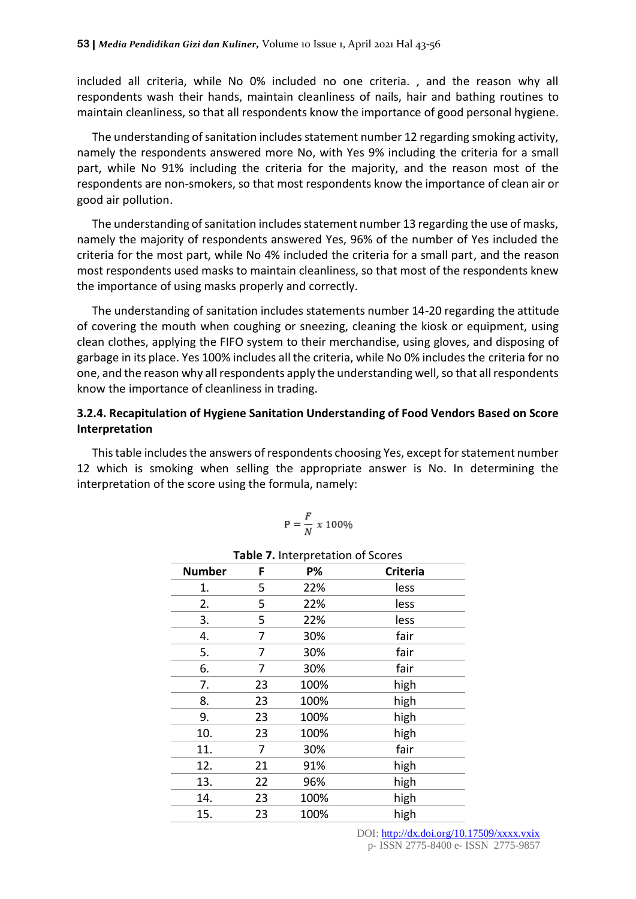included all criteria, while No 0% included no one criteria. , and the reason why all respondents wash their hands, maintain cleanliness of nails, hair and bathing routines to maintain cleanliness, so that all respondents know the importance of good personal hygiene.

The understanding of sanitation includes statement number 12 regarding smoking activity, namely the respondents answered more No, with Yes 9% including the criteria for a small part, while No 91% including the criteria for the majority, and the reason most of the respondents are non-smokers, so that most respondents know the importance of clean air or good air pollution.

The understanding of sanitation includes statement number 13 regarding the use of masks, namely the majority of respondents answered Yes, 96% of the number of Yes included the criteria for the most part, while No 4% included the criteria for a small part, and the reason most respondents used masks to maintain cleanliness, so that most of the respondents knew the importance of using masks properly and correctly.

The understanding of sanitation includes statements number 14-20 regarding the attitude of covering the mouth when coughing or sneezing, cleaning the kiosk or equipment, using clean clothes, applying the FIFO system to their merchandise, using gloves, and disposing of garbage in its place. Yes 100% includes all the criteria, while No 0% includes the criteria for no one, and the reason why all respondents apply the understanding well, so that all respondents know the importance of cleanliness in trading.

### 3.2.4. Recapitulation of Hygiene Sanitation Understanding of Food Vendors Based on Score Interpretation

This table includes the answers of respondents choosing Yes, except for statement number 12 which is smoking when selling the appropriate answer is No. In determining the interpretation of the score using the formula, namely:

$$P = \frac{F}{N} x\ 100\%$$

**Table 7.** Interpretation of Scores

| Number | F | P% | Criteria |
|---|---|---|---|
| 1. | 5 | 22% | less |
| 2. | 5 | 22% | less |
| 3. | 5 | 22% | less |
| 4. | 7 | 30% | fair |
| 5. | 7 | 30% | fair |
| 6. | 7 | 30% | fair |
| 7. | 23 | 100% | high |
| 8. | 23 | 100% | high |
| 9. | 23 | 100% | high |
| 10. | 23 | 100% | high |
| 11. | 7 | 30% | fair |
| 12. | 21 | 91% | high |
| 13. | 22 | 96% | high |
| 14. | 23 | 100% | high |
| 15. | 23 | 100% | high |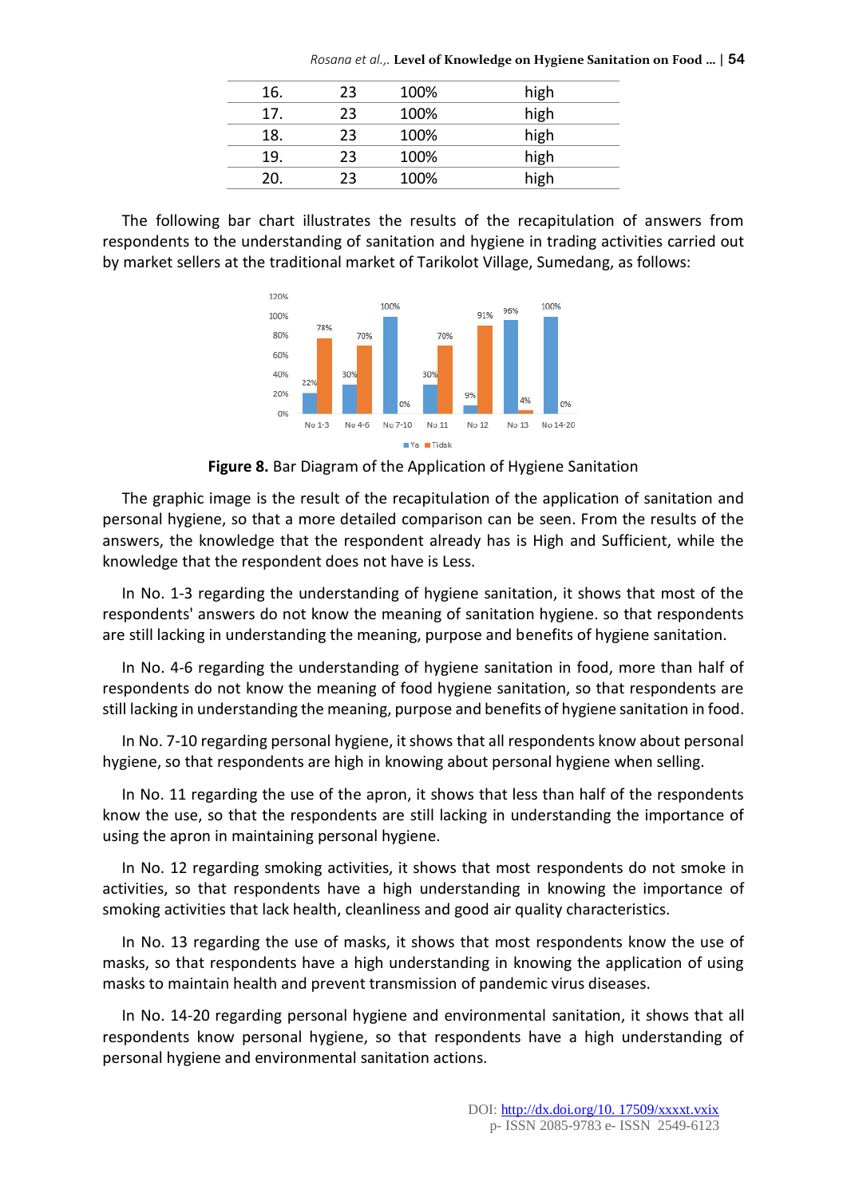| 16. | 23 | 100% | high |
|---|---|---|---|
| 17. | 23 | 100% | high |
| 18. | 23 | 100% | high |
| 19. | 23 | 100% | high |
| 20. | 23 | 100% | high |

The following bar chart illustrates the results of the recapitulation of answers from respondents to the understanding of sanitation and hygiene in trading activities carried out by market sellers at the traditional market of Tarikolot Village, Sumedang, as follows:

**Figure 8.** Bar Diagram of the Application of Hygiene Sanitation

The graphic image is the result of the recapitulation of the application of sanitation and personal hygiene, so that a more detailed comparison can be seen. From the results of the answers, the knowledge that the respondent already has is High and Sufficient, while the knowledge that the respondent does not have is Less.

In No. 1-3 regarding the understanding of hygiene sanitation, it shows that most of the respondents' answers do not know the meaning of sanitation hygiene. so that respondents are still lacking in understanding the meaning, purpose and benefits of hygiene sanitation.

In No. 4-6 regarding the understanding of hygiene sanitation in food, more than half of respondents do not know the meaning of food hygiene sanitation, so that respondents are still lacking in understanding the meaning, purpose and benefits of hygiene sanitation in food.

In No. 7-10 regarding personal hygiene, it shows that all respondents know about personal hygiene, so that respondents are high in knowing about personal hygiene when selling.

In No. 11 regarding the use of the apron, it shows that less than half of the respondents know the use, so that the respondents are still lacking in understanding the importance of using the apron in maintaining personal hygiene.

In No. 12 regarding smoking activities, it shows that most respondents do not smoke in activities, so that respondents have a high understanding in knowing the importance of smoking activities that lack health, cleanliness and good air quality characteristics.

In No. 13 regarding the use of masks, it shows that most respondents know the use of masks, so that respondents have a high understanding in knowing the application of using masks to maintain health and prevent transmission of pandemic virus diseases.

In No. 14-20 regarding personal hygiene and environmental sanitation, it shows that all respondents know personal hygiene, so that respondents have a high understanding of personal hygiene and environmental sanitation actions.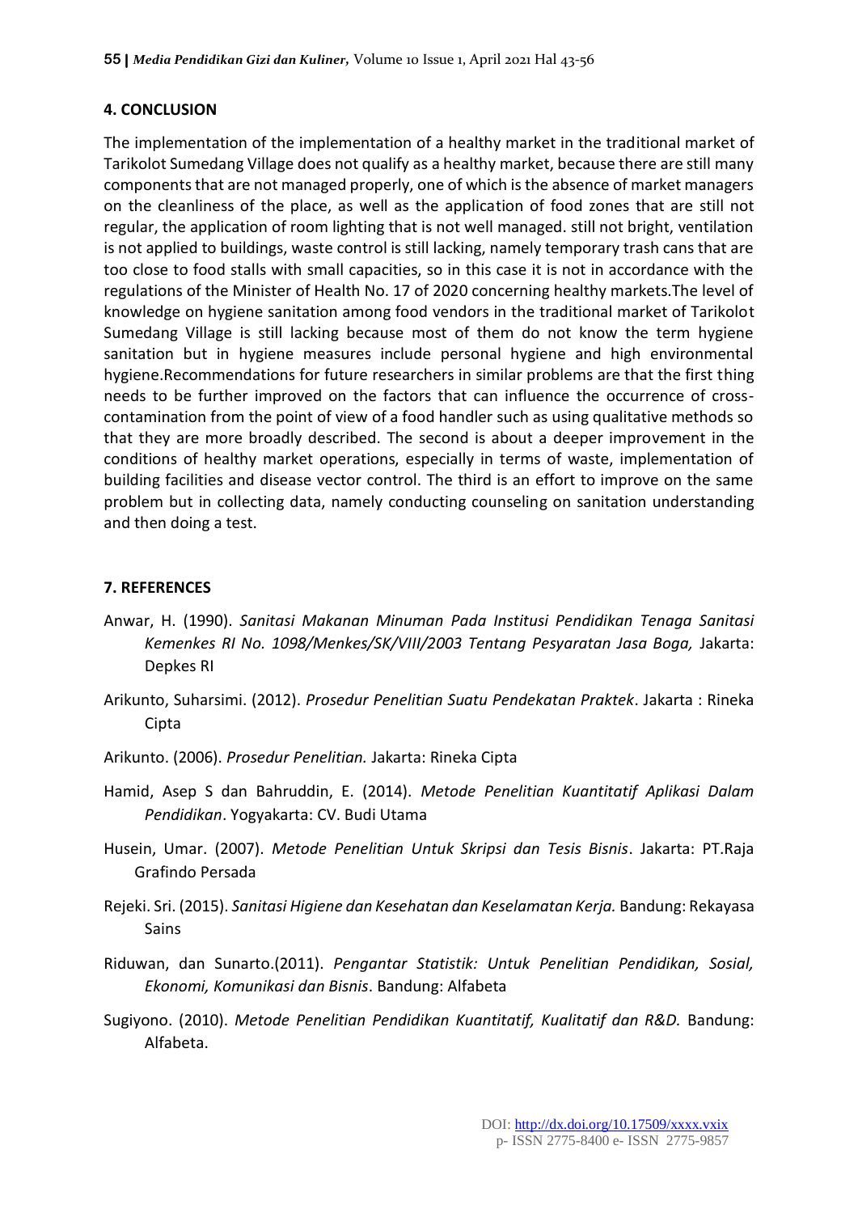## 4. CONCLUSION

The implementation of the implementation of a healthy market in the traditional market of Tarikolot Sumedang Village does not qualify as a healthy market, because there are still many components that are not managed properly, one of which is the absence of market managers on the cleanliness of the place, as well as the application of food zones that are still not regular, the application of room lighting that is not well managed. still not bright, ventilation is not applied to buildings, waste control is still lacking, namely temporary trash cans that are too close to food stalls with small capacities, so in this case it is not in accordance with the regulations of the Minister of Health No. 17 of 2020 concerning healthy markets.The level of knowledge on hygiene sanitation among food vendors in the traditional market of Tarikolot Sumedang Village is still lacking because most of them do not know the term hygiene sanitation but in hygiene measures include personal hygiene and high environmental hygiene.Recommendations for future researchers in similar problems are that the first thing needs to be further improved on the factors that can influence the occurrence of cross-contamination from the point of view of a food handler such as using qualitative methods so that they are more broadly described. The second is about a deeper improvement in the conditions of healthy market operations, especially in terms of waste, implementation of building facilities and disease vector control. The third is an effort to improve on the same problem but in collecting data, namely conducting counseling on sanitation understanding and then doing a test.

## 7. REFERENCES

Anwar, H. (1990). *Sanitasi Makanan Minuman Pada Institusi Pendidikan Tenaga Sanitasi Kemenkes RI No. 1098/Menkes/SK/VIII/2003 Tentang Pesyaratan Jasa Boga,* Jakarta: Depkes RI

Arikunto, Suharsimi. (2012). *Prosedur Penelitian Suatu Pendekatan Praktek*. Jakarta : Rineka Cipta

Arikunto. (2006). *Prosedur Penelitian.* Jakarta: Rineka Cipta

Hamid, Asep S dan Bahruddin, E. (2014). *Metode Penelitian Kuantitatif Aplikasi Dalam Pendidikan*. Yogyakarta: CV. Budi Utama

Husein, Umar. (2007). *Metode Penelitian Untuk Skripsi dan Tesis Bisnis*. Jakarta: PT.Raja Grafindo Persada

Rejeki. Sri. (2015). *Sanitasi Higiene dan Kesehatan dan Keselamatan Kerja.* Bandung: Rekayasa Sains

Riduwan, dan Sunarto.(2011). *Pengantar Statistik: Untuk Penelitian Pendidikan, Sosial, Ekonomi, Komunikasi dan Bisnis*. Bandung: Alfabeta

Sugiyono. (2010). *Metode Penelitian Pendidikan Kuantitatif, Kualitatif dan R&D.* Bandung: Alfabeta.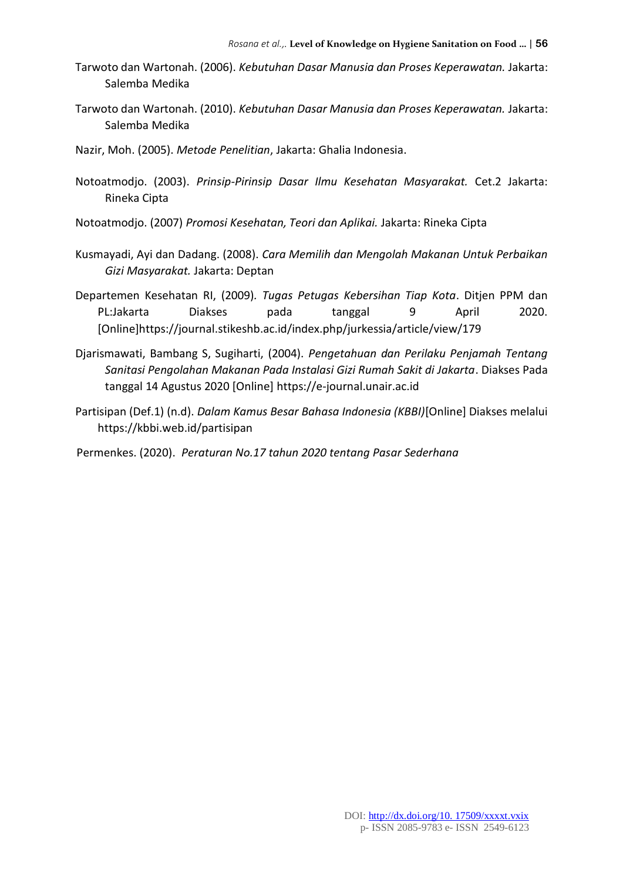Tarwoto dan Wartonah. (2006). *Kebutuhan Dasar Manusia dan Proses Keperawatan.* Jakarta: Salemba Medika

Tarwoto dan Wartonah. (2010). *Kebutuhan Dasar Manusia dan Proses Keperawatan.* Jakarta: Salemba Medika

Nazir, Moh. (2005). *Metode Penelitian*, Jakarta: Ghalia Indonesia.

Notoatmodjo. (2003). *Prinsip-Pirinsip Dasar Ilmu Kesehatan Masyarakat.* Cet.2 Jakarta: Rineka Cipta

Notoatmodjo. (2007) *Promosi Kesehatan, Teori dan Aplikai.* Jakarta: Rineka Cipta

Kusmayadi, Ayi dan Dadang. (2008). *Cara Memilih dan Mengolah Makanan Untuk Perbaikan Gizi Masyarakat.* Jakarta: Deptan

Departemen Kesehatan RI, (2009). *Tugas Petugas Kebersihan Tiap Kota*. Ditjen PPM dan PL:Jakarta Diakses pada tanggal 9 April 2020. [Online]https://journal.stikeshb.ac.id/index.php/jurkessia/article/view/179

Djarismawati, Bambang S, Sugiharti, (2004). *Pengetahuan dan Perilaku Penjamah Tentang Sanitasi Pengolahan Makanan Pada Instalasi Gizi Rumah Sakit di Jakarta*. Diakses Pada tanggal 14 Agustus 2020 [Online] https://e-journal.unair.ac.id

Partisipan (Def.1) (n.d). *Dalam Kamus Besar Bahasa Indonesia (KBBI)*[Online] Diakses melalui https://kbbi.web.id/partisipan

Permenkes. (2020). *Peraturan No.17 tahun 2020 tentang Pasar Sederhana*